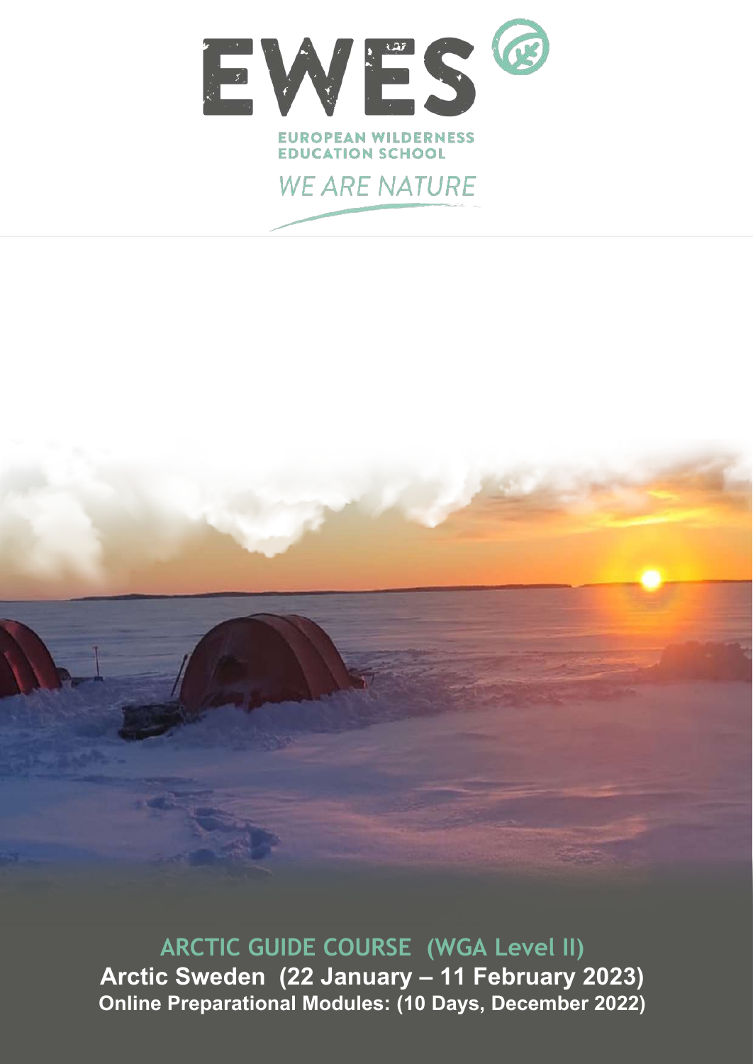# EWES

EUROPEAN WILDERNESS EDUCATION SCHOOL

*WE ARE NATURE*

## ARCTIC GUIDE COURSE (WGA Level II)

**Arctic Sweden (22 January – 11 February 2023)**

**Online Preparational Modules: (10 Days, December 2022)**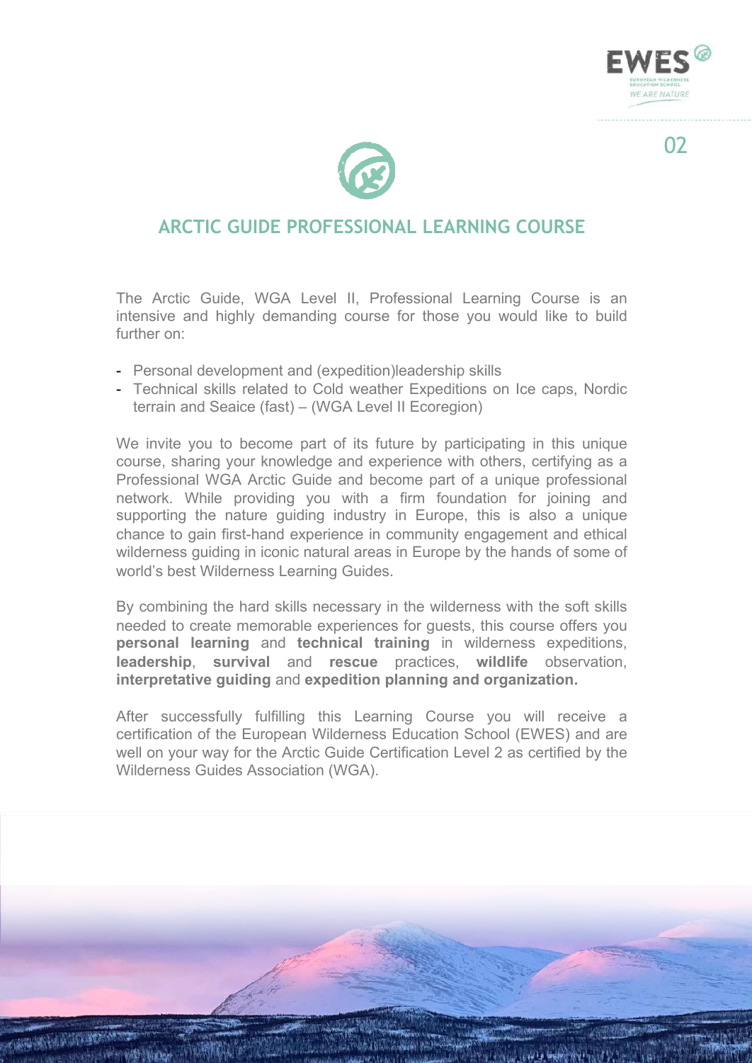## ARCTIC GUIDE PROFESSIONAL LEARNING COURSE

The Arctic Guide, WGA Level II, Professional Learning Course is an intensive and highly demanding course for those you would like to build further on:

- Personal development and (expedition)leadership skills
- Technical skills related to Cold weather Expeditions on Ice caps, Nordic terrain and Seaice (fast) – (WGA Level II Ecoregion)

We invite you to become part of its future by participating in this unique course, sharing your knowledge and experience with others, certifying as a Professional WGA Arctic Guide and become part of a unique professional network. While providing you with a firm foundation for joining and supporting the nature guiding industry in Europe, this is also a unique chance to gain first-hand experience in community engagement and ethical wilderness guiding in iconic natural areas in Europe by the hands of some of world's best Wilderness Learning Guides.

By combining the hard skills necessary in the wilderness with the soft skills needed to create memorable experiences for guests, this course offers you **personal learning** and **technical training** in wilderness expeditions, **leadership**, **survival** and **rescue** practices, **wildlife** observation, **interpretative guiding** and **expedition planning and organization.**

After successfully fulfilling this Learning Course you will receive a certification of the European Wilderness Education School (EWES) and are well on your way for the Arctic Guide Certification Level 2 as certified by the Wilderness Guides Association (WGA).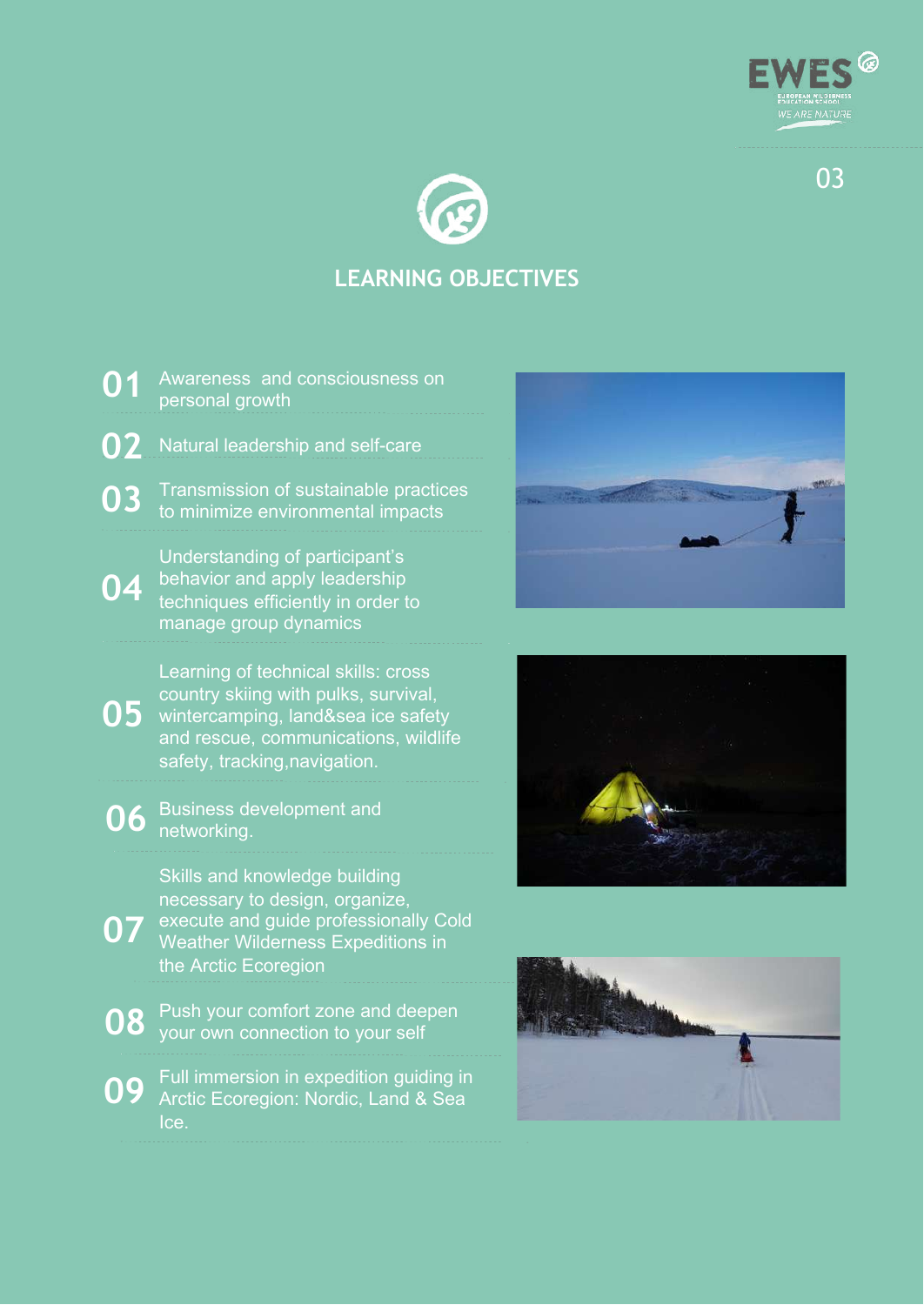## LEARNING OBJECTIVES

**01** Awareness and consciousness on personal growth

**02** Natural leadership and self-care

**03** Transmission of sustainable practices to minimize environmental impacts

**04** Understanding of participant's behavior and apply leadership techniques efficiently in order to manage group dynamics

**05** Learning of technical skills: cross country skiing with pulks, survival, wintercamping, land&sea ice safety and rescue, communications, wildlife safety, tracking,navigation.

**06** Business development and networking.

**07** Skills and knowledge building necessary to design, organize, execute and guide professionally Cold Weather Wilderness Expeditions in the Arctic Ecoregion

**08** Push your comfort zone and deepen your own connection to your self

**09** Full immersion in expedition guiding in Arctic Ecoregion: Nordic, Land & Sea Ice.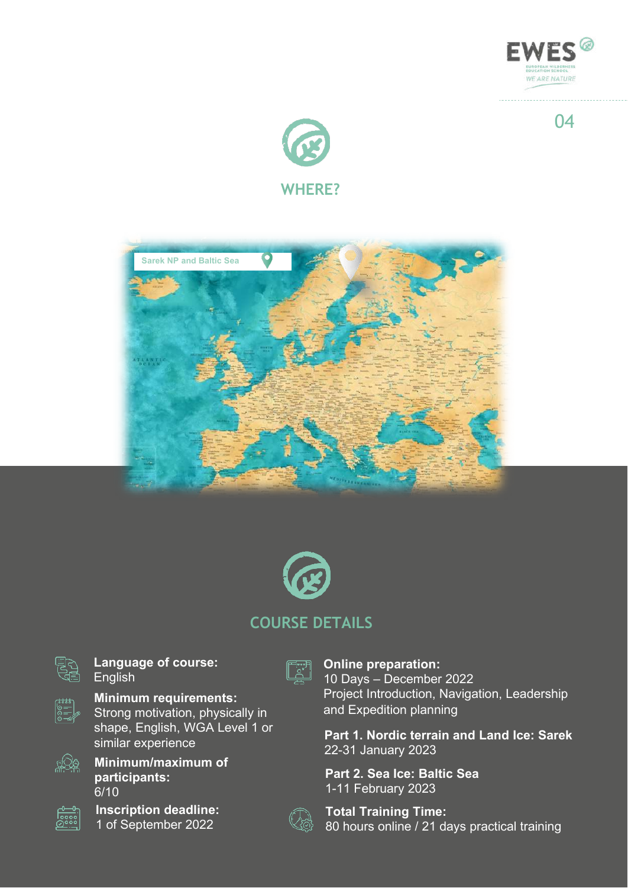## WHERE?

Sarek NP and Baltic Sea

## COURSE DETAILS

**Language of course:**
English

**Minimum requirements:**
Strong motivation, physically in shape, English, WGA Level 1 or similar experience

**Minimum/maximum of participants:**
6/10

**Inscription deadline:**
1 of September 2022

**Online preparation:**
10 Days – December 2022
Project Introduction, Navigation, Leadership and Expedition planning

**Part 1. Nordic terrain and Land Ice: Sarek**
22-31 January 2023

**Part 2. Sea Ice: Baltic Sea**
1-11 February 2023

**Total Training Time:**
80 hours online / 21 days practical training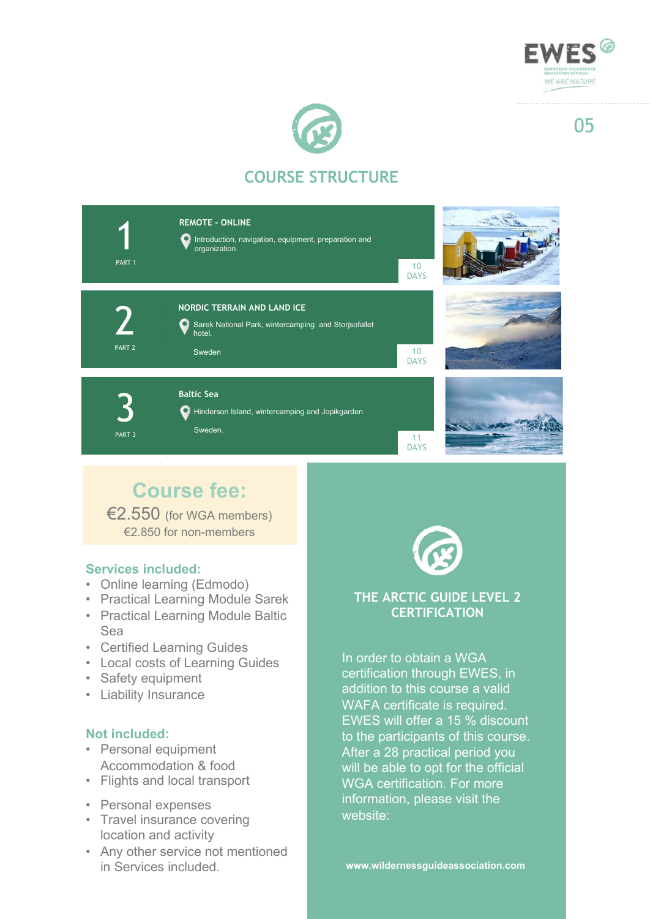## COURSE STRUCTURE

### 1 — PART 1

**REMOTE - ONLINE**

Introduction, navigation, equipment, preparation and organization.

10 DAYS

### 2 — PART 2

**NORDIC TERRAIN AND LAND ICE**

Sarek National Park, wintercamping and Storjsofallet hotel.

Sweden

10 DAYS

### 3 — PART 3

**Baltic Sea**

Hinderson Island, wintercamping and Jopikgarden

Sweden.

11 DAYS

## Course fee:

€2.550 (for WGA members)

€2.850 for non-members

### Services included:

- Online learning (Edmodo)
- Practical Learning Module Sarek
- Practical Learning Module Baltic Sea
- Certified Learning Guides
- Local costs of Learning Guides
- Safety equipment
- Liability Insurance

### Not included:

- Personal equipment Accommodation & food
- Flights and local transport
- Personal expenses
- Travel insurance covering location and activity
- Any other service not mentioned in Services included.

## THE ARCTIC GUIDE LEVEL 2 CERTIFICATION

In order to obtain a WGA certification through EWES, in addition to this course a valid WAFA certificate is required. EWES will offer a 15 % discount to the participants of this course. After a 28 practical period you will be able to opt for the official WGA certification. For more information, please visit the website:

**www.wildernessguideassociation.com**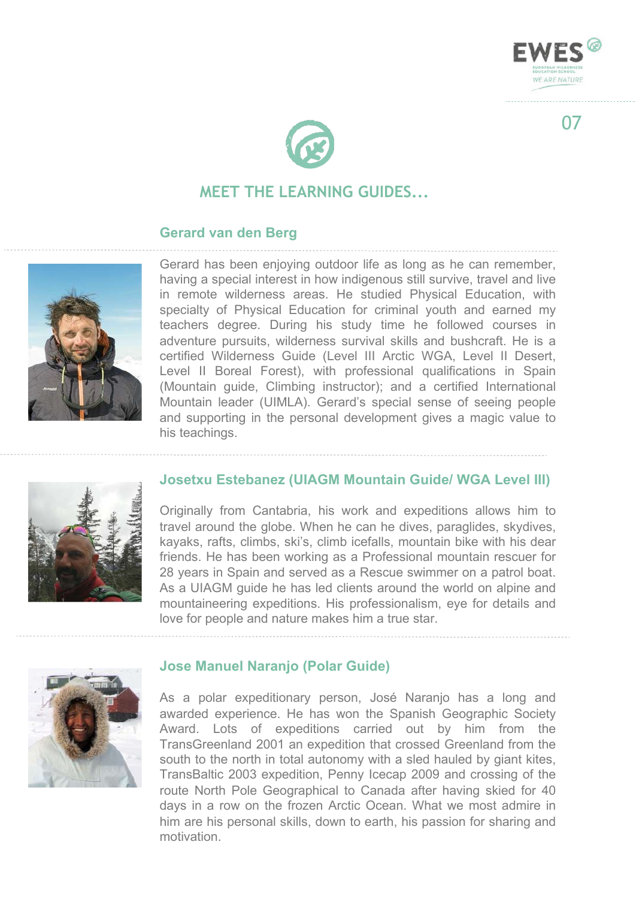## MEET THE LEARNING GUIDES...

### Gerard van den Berg

Gerard has been enjoying outdoor life as long as he can remember, having a special interest in how indigenous still survive, travel and live in remote wilderness areas. He studied Physical Education, with specialty of Physical Education for criminal youth and earned my teachers degree. During his study time he followed courses in adventure pursuits, wilderness survival skills and bushcraft. He is a certified Wilderness Guide (Level III Arctic WGA, Level II Desert, Level II Boreal Forest), with professional qualifications in Spain (Mountain guide, Climbing instructor); and a certified International Mountain leader (UIMLA). Gerard's special sense of seeing people and supporting in the personal development gives a magic value to his teachings.

### Josetxu Estebanez (UIAGM Mountain Guide/ WGA Level III)

Originally from Cantabria, his work and expeditions allows him to travel around the globe. When he can he dives, paraglides, skydives, kayaks, rafts, climbs, ski's, climb icefalls, mountain bike with his dear friends. He has been working as a Professional mountain rescuer for 28 years in Spain and served as a Rescue swimmer on a patrol boat. As a UIAGM guide he has led clients around the world on alpine and mountaineering expeditions. His professionalism, eye for details and love for people and nature makes him a true star.

### Jose Manuel Naranjo (Polar Guide)

As a polar expeditionary person, José Naranjo has a long and awarded experience. He has won the Spanish Geographic Society Award. Lots of expeditions carried out by him from the TransGreenland 2001 an expedition that crossed Greenland from the south to the north in total autonomy with a sled hauled by giant kites, TransBaltic 2003 expedition, Penny Icecap 2009 and crossing of the route North Pole Geographical to Canada after having skied for 40 days in a row on the frozen Arctic Ocean. What we most admire in him are his personal skills, down to earth, his passion for sharing and motivation.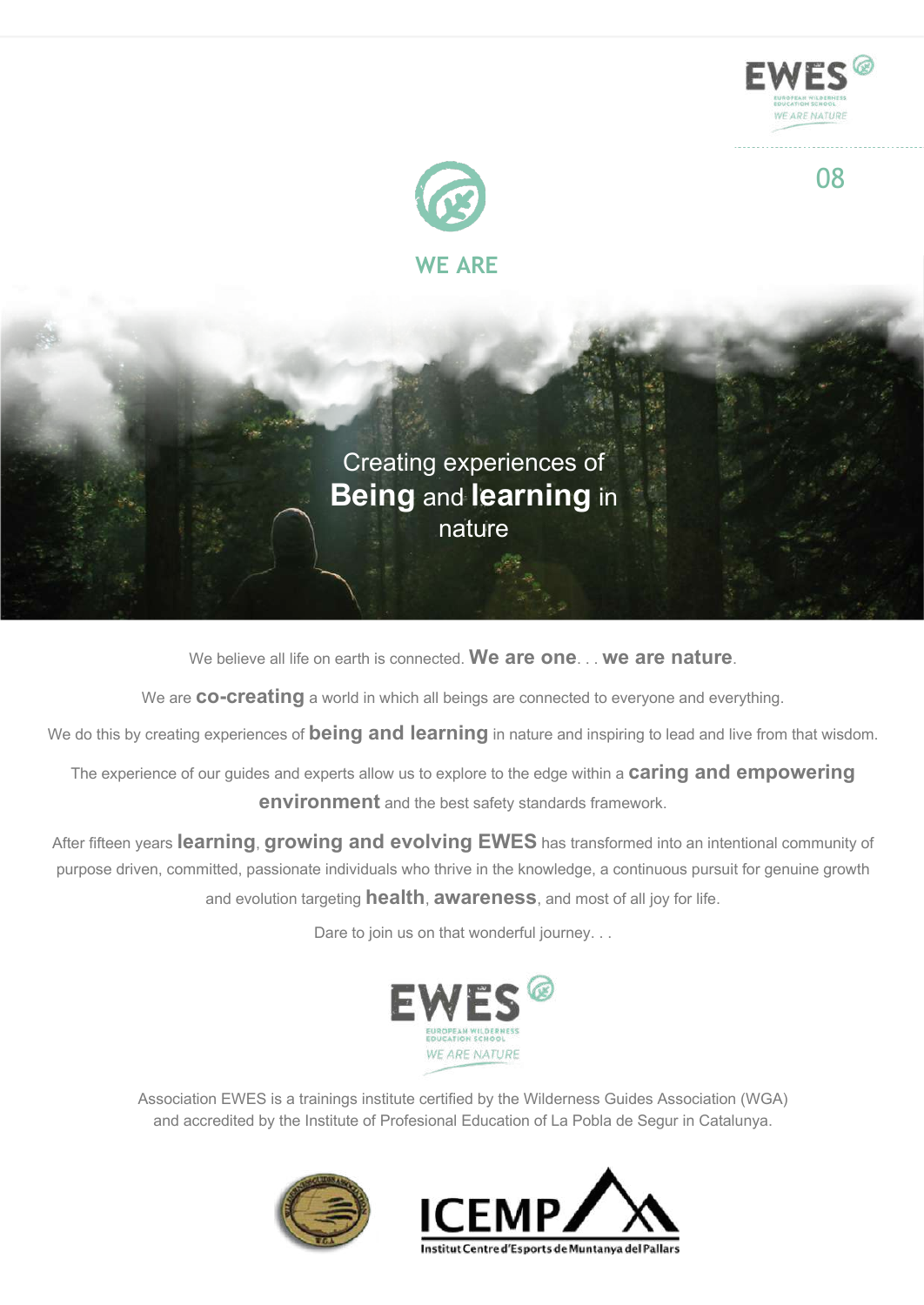## WE ARE

Creating experiences of **Being** and **learning** in nature

We believe all life on earth is connected. **We are one**. . . **we are nature**.

We are **co-creating** a world in which all beings are connected to everyone and everything.

We do this by creating experiences of **being and learning** in nature and inspiring to lead and live from that wisdom.

The experience of our guides and experts allow us to explore to the edge within a **caring and empowering environment** and the best safety standards framework.

After fifteen years **learning**, **growing and evolving EWES** has transformed into an intentional community of purpose driven, committed, passionate individuals who thrive in the knowledge, a continuous pursuit for genuine growth and evolution targeting **health**, **awareness**, and most of all joy for life.

Dare to join us on that wonderful journey. . .

EWES
EUROPEAN WILDERNESS EDUCATION SCHOOL
WE ARE NATURE

Association EWES is a trainings institute certified by the Wilderness Guides Association (WGA) and accredited by the Institute of Profesional Education of La Pobla de Segur in Catalunya.

ICEMP
Institut Centre d'Esports de Muntanya del Pallars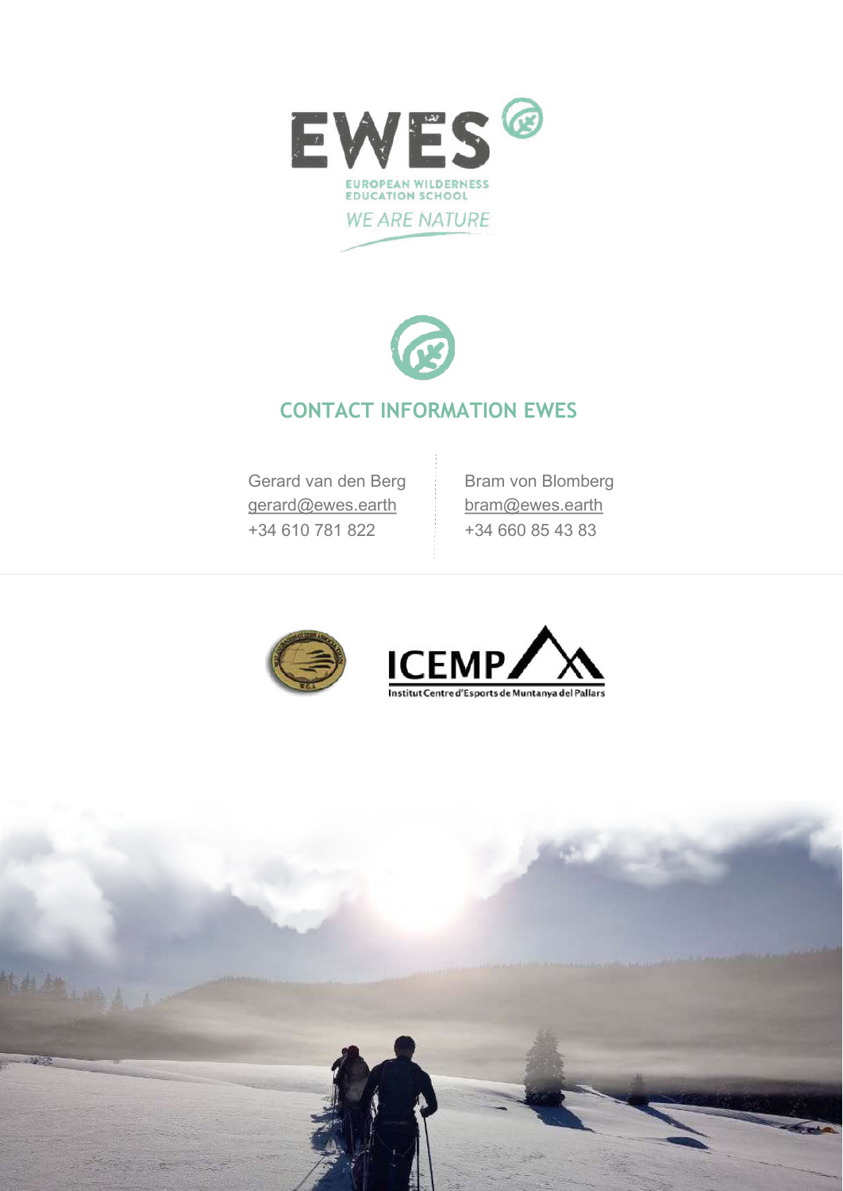EWES

EUROPEAN WILDERNESS EDUCATION SCHOOL

*WE ARE NATURE*

## CONTACT INFORMATION EWES

Gerard van den Berg
gerard@ewes.earth
+34 610 781 822

Bram von Blomberg
bram@ewes.earth
+34 660 85 43 83

ICEMP
Institut Centre d'Esports de Muntanya del Pallars